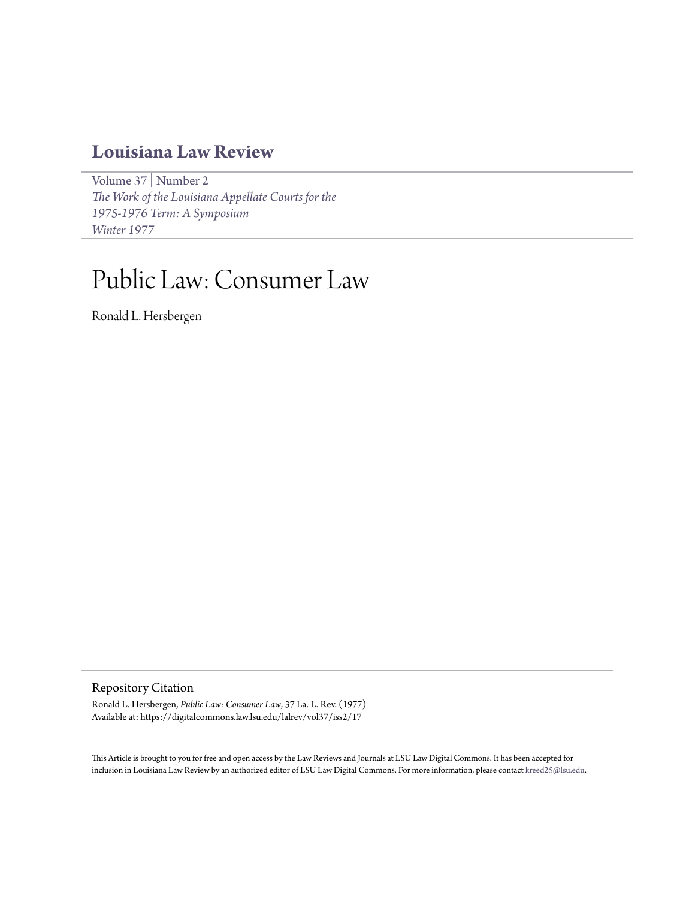# Louisiana Law Review

Volume 37 | Number 2
*The Work of the Louisiana Appellate Courts for the 1975-1976 Term: A Symposium*
*Winter 1977*

# Public Law: Consumer Law

Ronald L. Hersbergen

## Repository Citation

Ronald L. Hersbergen, *Public Law: Consumer Law*, 37 La. L. Rev. (1977)
Available at: https://digitalcommons.law.lsu.edu/lalrev/vol37/iss2/17

This Article is brought to you for free and open access by the Law Reviews and Journals at LSU Law Digital Commons. It has been accepted for inclusion in Louisiana Law Review by an authorized editor of LSU Law Digital Commons. For more information, please contact kreed25@lsu.edu.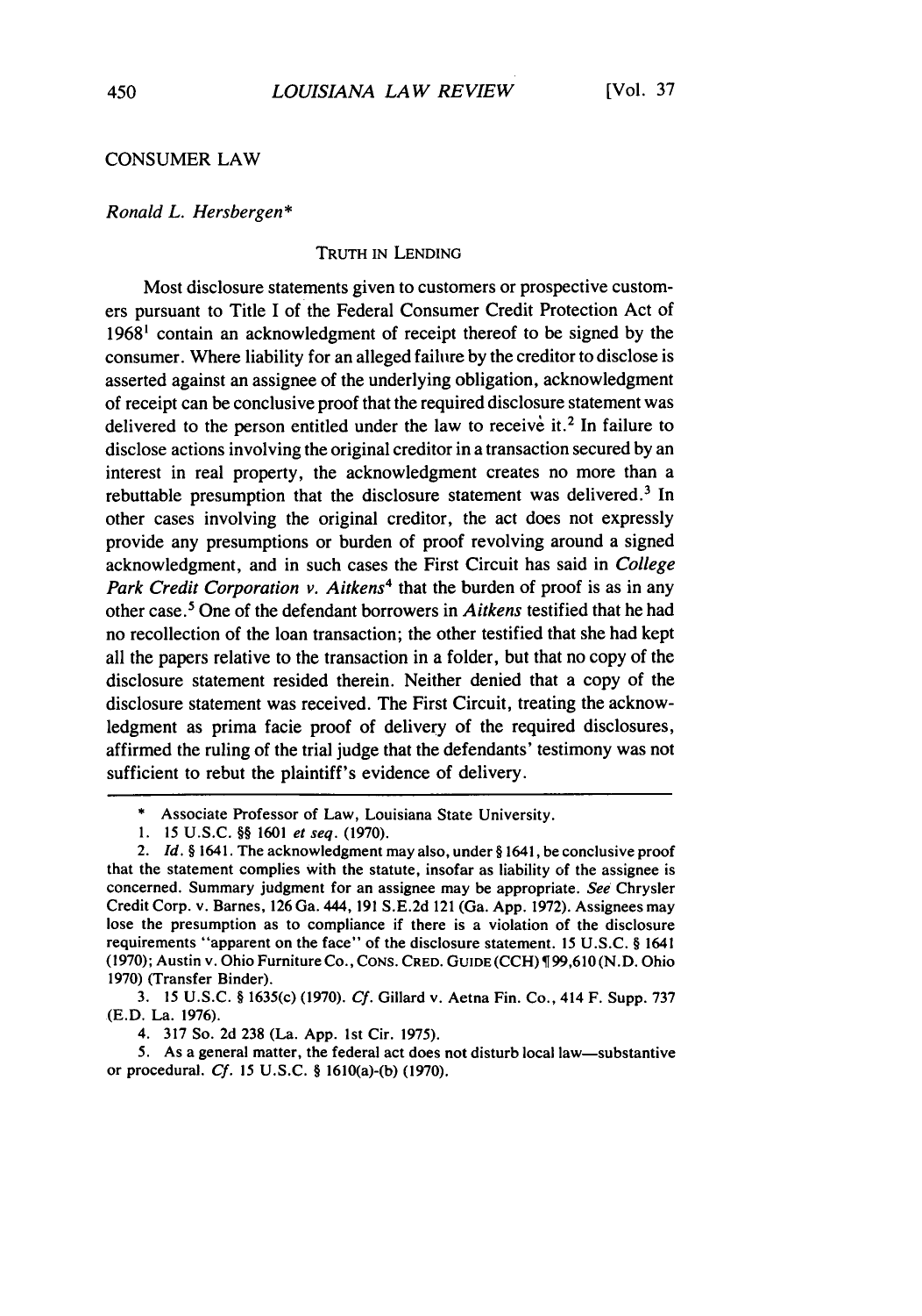## CONSUMER LAW

*Ronald L. Hersbergen**

### TRUTH IN LENDING

Most disclosure statements given to customers or prospective customers pursuant to Title I of the Federal Consumer Credit Protection Act of 1968[1] contain an acknowledgment of receipt thereof to be signed by the consumer. Where liability for an alleged failure by the creditor to disclose is asserted against an assignee of the underlying obligation, acknowledgment of receipt can be conclusive proof that the required disclosure statement was delivered to the person entitled under the law to receive it.[2] In failure to disclose actions involving the original creditor in a transaction secured by an interest in real property, the acknowledgment creates no more than a rebuttable presumption that the disclosure statement was delivered.[3] In other cases involving the original creditor, the act does not expressly provide any presumptions or burden of proof revolving around a signed acknowledgment, and in such cases the First Circuit has said in *College Park Credit Corporation v. Aitkens*[4] that the burden of proof is as in any other case.[5] One of the defendant borrowers in *Aitkens* testified that he had no recollection of the loan transaction; the other testified that she had kept all the papers relative to the transaction in a folder, but that no copy of the disclosure statement resided therein. Neither denied that a copy of the disclosure statement was received. The First Circuit, treating the acknowledgment as prima facie proof of delivery of the required disclosures, affirmed the ruling of the trial judge that the defendants' testimony was not sufficient to rebut the plaintiff's evidence of delivery.

---

\* Associate Professor of Law, Louisiana State University.

1. 15 U.S.C. §§ 1601 *et seq.* (1970).

2. *Id.* § 1641. The acknowledgment may also, under § 1641, be conclusive proof that the statement complies with the statute, insofar as liability of the assignee is concerned. Summary judgment for an assignee may be appropriate. *See* Chrysler Credit Corp. v. Barnes, 126 Ga. 444, 191 S.E.2d 121 (Ga. App. 1972). Assignees may lose the presumption as to compliance if there is a violation of the disclosure requirements "apparent on the face" of the disclosure statement. 15 U.S.C. § 1641 (1970); Austin v. Ohio Furniture Co., CONS. CRED. GUIDE (CCH) ¶ 99,610 (N.D. Ohio 1970) (Transfer Binder).

3. 15 U.S.C. § 1635(c) (1970). *Cf.* Gillard v. Aetna Fin. Co., 414 F. Supp. 737 (E.D. La. 1976).

4. 317 So. 2d 238 (La. App. 1st Cir. 1975).

5. As a general matter, the federal act does not disturb local law—substantive or procedural. *Cf.* 15 U.S.C. § 1610(a)-(b) (1970).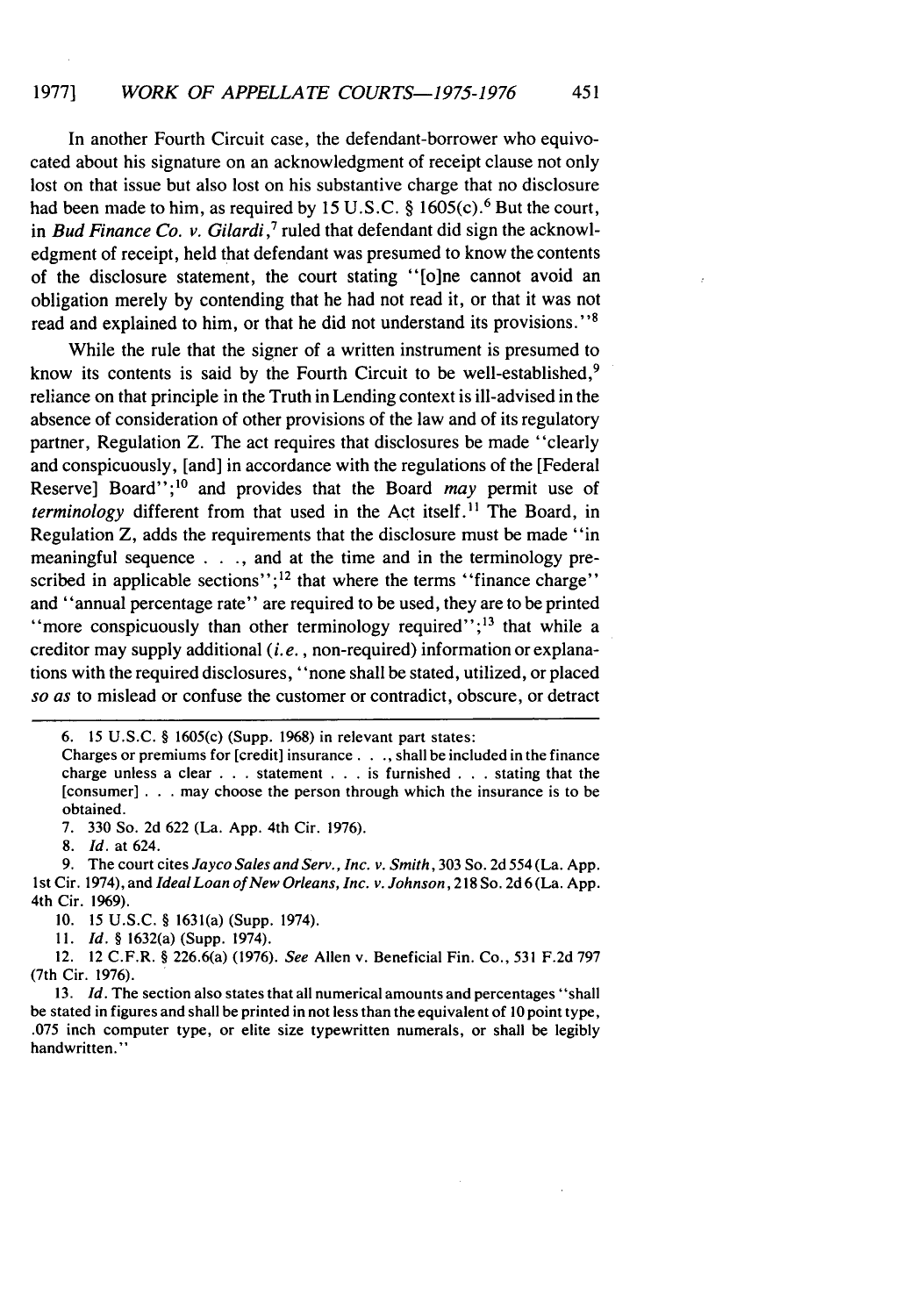In another Fourth Circuit case, the defendant-borrower who equivocated about his signature on an acknowledgment of receipt clause not only lost on that issue but also lost on his substantive charge that no disclosure had been made to him, as required by 15 U.S.C. § 1605(c).[6] But the court, in *Bud Finance Co. v. Gilardi*,[7] ruled that defendant did sign the acknowledgment of receipt, held that defendant was presumed to know the contents of the disclosure statement, the court stating "[o]ne cannot avoid an obligation merely by contending that he had not read it, or that it was not read and explained to him, or that he did not understand its provisions."[8]

While the rule that the signer of a written instrument is presumed to know its contents is said by the Fourth Circuit to be well-established,[9] reliance on that principle in the Truth in Lending context is ill-advised in the absence of consideration of other provisions of the law and of its regulatory partner, Regulation Z. The act requires that disclosures be made "clearly and conspicuously, [and] in accordance with the regulations of the [Federal Reserve] Board";[10] and provides that the Board *may* permit use of *terminology* different from that used in the Act itself.[11] The Board, in Regulation Z, adds the requirements that the disclosure must be made "in meaningful sequence . . ., and at the time and in the terminology prescribed in applicable sections";[12] that where the terms "finance charge" and "annual percentage rate" are required to be used, they are to be printed "more conspicuously than other terminology required";[13] that while a creditor may supply additional (*i.e.*, non-required) information or explanations with the required disclosures, "none shall be stated, utilized, or placed *so as* to mislead or confuse the customer or contradict, obscure, or detract

---

6. 15 U.S.C. § 1605(c) (Supp. 1968) in relevant part states:

Charges or premiums for [credit] insurance . . ., shall be included in the finance charge unless a clear . . . statement . . . is furnished . . . stating that the [consumer] . . . may choose the person through which the insurance is to be obtained.

7. 330 So. 2d 622 (La. App. 4th Cir. 1976).

8. *Id.* at 624.

9. The court cites *Jayco Sales and Serv., Inc. v. Smith*, 303 So. 2d 554 (La. App. 1st Cir. 1974), and *Ideal Loan of New Orleans, Inc. v. Johnson*, 218 So. 2d 6 (La. App. 4th Cir. 1969).

10. 15 U.S.C. § 1631(a) (Supp. 1974).

11. *Id.* § 1632(a) (Supp. 1974).

12. 12 C.F.R. § 226.6(a) (1976). *See* Allen v. Beneficial Fin. Co., 531 F.2d 797 (7th Cir. 1976).

13. *Id.* The section also states that all numerical amounts and percentages "shall be stated in figures and shall be printed in not less than the equivalent of 10 point type, .075 inch computer type, or elite size typewritten numerals, or shall be legibly handwritten."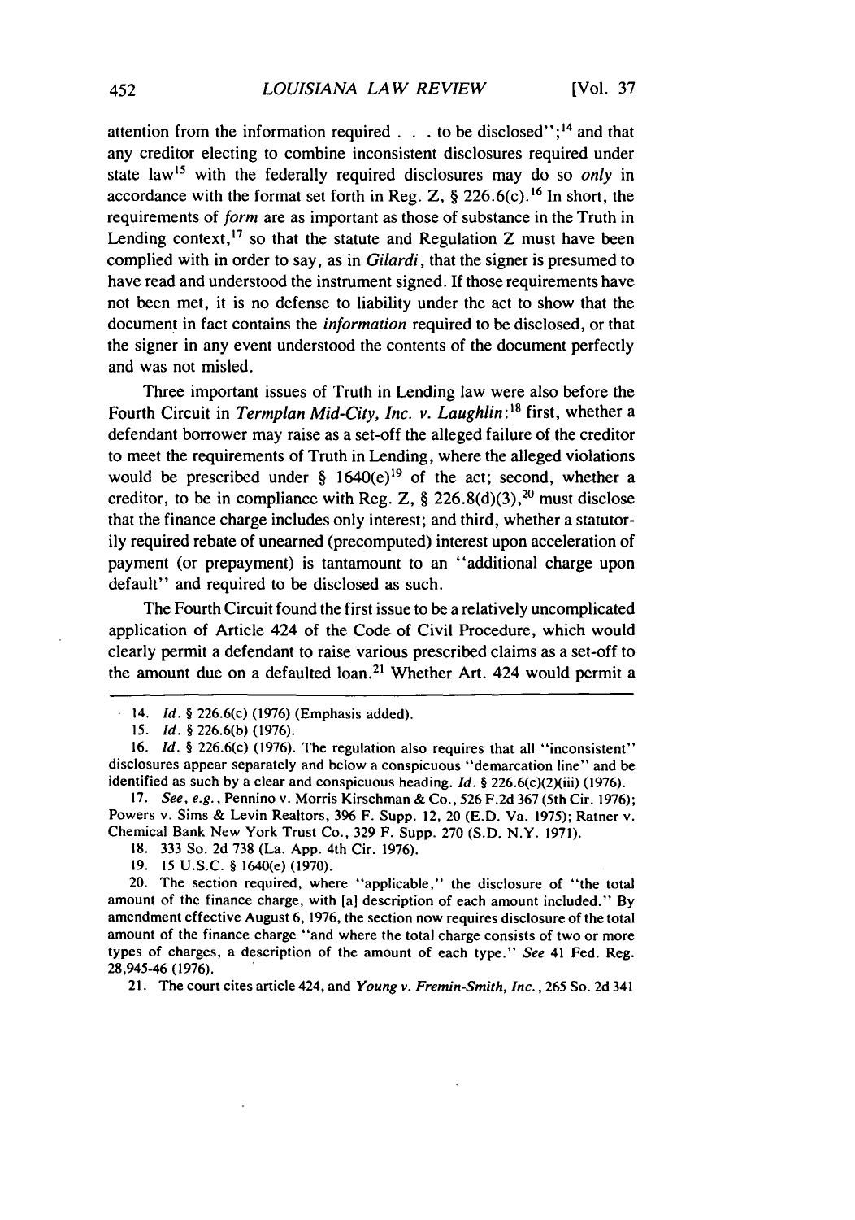attention from the information required . . . to be disclosed";[14] and that any creditor electing to combine inconsistent disclosures required under state law[15] with the federally required disclosures may do so *only* in accordance with the format set forth in Reg. Z, § 226.6(c).[16] In short, the requirements of *form* are as important as those of substance in the Truth in Lending context,[17] so that the statute and Regulation Z must have been complied with in order to say, as in *Gilardi*, that the signer is presumed to have read and understood the instrument signed. If those requirements have not been met, it is no defense to liability under the act to show that the document in fact contains the *information* required to be disclosed, or that the signer in any event understood the contents of the document perfectly and was not misled.

Three important issues of Truth in Lending law were also before the Fourth Circuit in *Termplan Mid-City, Inc. v. Laughlin*:[18] first, whether a defendant borrower may raise as a set-off the alleged failure of the creditor to meet the requirements of Truth in Lending, where the alleged violations would be prescribed under § 1640(e)[19] of the act; second, whether a creditor, to be in compliance with Reg. Z, § 226.8(d)(3),[20] must disclose that the finance charge includes only interest; and third, whether a statutorily required rebate of unearned (precomputed) interest upon acceleration of payment (or prepayment) is tantamount to an "additional charge upon default" and required to be disclosed as such.

The Fourth Circuit found the first issue to be a relatively uncomplicated application of Article 424 of the Code of Civil Procedure, which would clearly permit a defendant to raise various prescribed claims as a set-off to the amount due on a defaulted loan.[21] Whether Art. 424 would permit a

---

14. *Id.* § 226.6(c) (1976) (Emphasis added).

15. *Id.* § 226.6(b) (1976).

16. *Id.* § 226.6(c) (1976). The regulation also requires that all "inconsistent" disclosures appear separately and below a conspicuous "demarcation line" and be identified as such by a clear and conspicuous heading. *Id.* § 226.6(c)(2)(iii) (1976).

17. *See, e.g.*, Pennino v. Morris Kirschman & Co., 526 F.2d 367 (5th Cir. 1976); Powers v. Sims & Levin Realtors, 396 F. Supp. 12, 20 (E.D. Va. 1975); Ratner v. Chemical Bank New York Trust Co., 329 F. Supp. 270 (S.D. N.Y. 1971).

18. 333 So. 2d 738 (La. App. 4th Cir. 1976).

19. 15 U.S.C. § 1640(e) (1970).

20. The section required, where "applicable," the disclosure of "the total amount of the finance charge, with [a] description of each amount included." By amendment effective August 6, 1976, the section now requires disclosure of the total amount of the finance charge "and where the total charge consists of two or more types of charges, a description of the amount of each type." *See* 41 Fed. Reg. 28,945-46 (1976).

21. The court cites article 424, and *Young v. Fremin-Smith, Inc.*, 265 So. 2d 341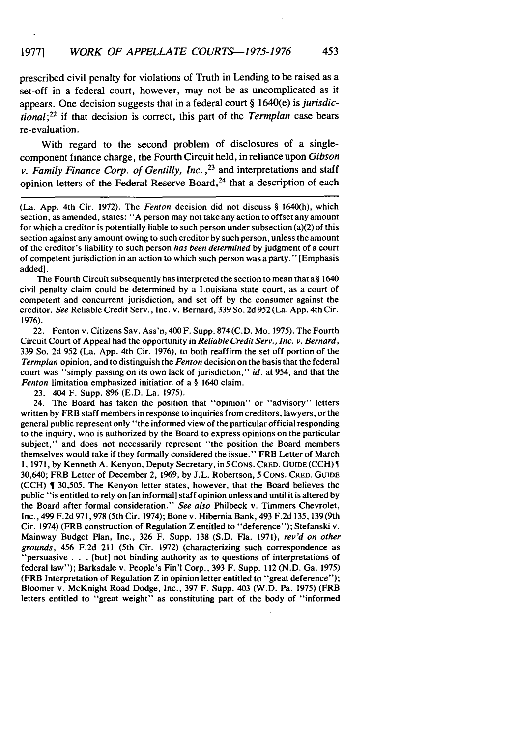prescribed civil penalty for violations of Truth in Lending to be raised as a set-off in a federal court, however, may not be as uncomplicated as it appears. One decision suggests that in a federal court § 1640(e) is *jurisdictional*;[22] if that decision is correct, this part of the *Termplan* case bears re-evaluation.

With regard to the second problem of disclosures of a single-component finance charge, the Fourth Circuit held, in reliance upon *Gibson v. Family Finance Corp. of Gentilly, Inc.*,[23] and interpretations and staff opinion letters of the Federal Reserve Board,[24] that a description of each

---

(La. App. 4th Cir. 1972). The *Fenton* decision did not discuss § 1640(h), which section, as amended, states: "A person may not take any action to offset any amount for which a creditor is potentially liable to such person under subsection (a)(2) of this section against any amount owing to such creditor by such person, unless the amount of the creditor's liability to such person *has been determined* by judgment of a court of competent jurisdiction in an action to which such person was a party." [Emphasis added].

The Fourth Circuit subsequently has interpreted the section to mean that a § 1640 civil penalty claim could be determined by a Louisiana state court, as a court of competent and concurrent jurisdiction, and set off by the consumer against the creditor. *See* Reliable Credit Serv., Inc. v. Bernard, 339 So. 2d 952 (La. App. 4th Cir. 1976).

22. Fenton v. Citizens Sav. Ass'n, 400 F. Supp. 874 (C.D. Mo. 1975). The Fourth Circuit Court of Appeal had the opportunity in *Reliable Credit Serv., Inc. v. Bernard*, 339 So. 2d 952 (La. App. 4th Cir. 1976), to both reaffirm the set off portion of the *Termplan* opinion, and to distinguish the *Fenton* decision on the basis that the federal court was "simply passing on its own lack of jurisdiction," *id.* at 954, and that the *Fenton* limitation emphasized initiation of a § 1640 claim.

23. 404 F. Supp. 896 (E.D. La. 1975).

24. The Board has taken the position that "opinion" or "advisory" letters written by FRB staff members in response to inquiries from creditors, lawyers, or the general public represent only "the informed view of the particular official responding to the inquiry, who is authorized by the Board to express opinions on the particular subject," and does not necessarily represent "the position the Board members themselves would take if they formally considered the issue." FRB Letter of March 1, 1971, by Kenneth A. Kenyon, Deputy Secretary, in 5 CONS. CRED. GUIDE (CCH) ¶ 30,640; FRB Letter of December 2, 1969, by J.L. Robertson, 5 CONS. CRED. GUIDE (CCH) ¶ 30,505. The Kenyon letter states, however, that the Board believes the public "is entitled to rely on [an informal] staff opinion unless and until it is altered by the Board after formal consideration." *See also* Philbeck v. Timmers Chevrolet, Inc., 499 F.2d 971, 978 (5th Cir. 1974); Bone v. Hibernia Bank, 493 F.2d 135, 139 (9th Cir. 1974) (FRB construction of Regulation Z entitled to "deference"); Stefanski v. Mainway Budget Plan, Inc., 326 F. Supp. 138 (S.D. Fla. 1971), *rev'd on other grounds*, 456 F.2d 211 (5th Cir. 1972) (characterizing such correspondence as "persuasive . . . [but] not binding authority as to questions of interpretations of federal law"); Barksdale v. People's Fin'l Corp., 393 F. Supp. 112 (N.D. Ga. 1975) (FRB Interpretation of Regulation Z in opinion letter entitled to "great deference"); Bloomer v. McKnight Road Dodge, Inc., 397 F. Supp. 403 (W.D. Pa. 1975) (FRB letters entitled to "great weight" as constituting part of the body of "informed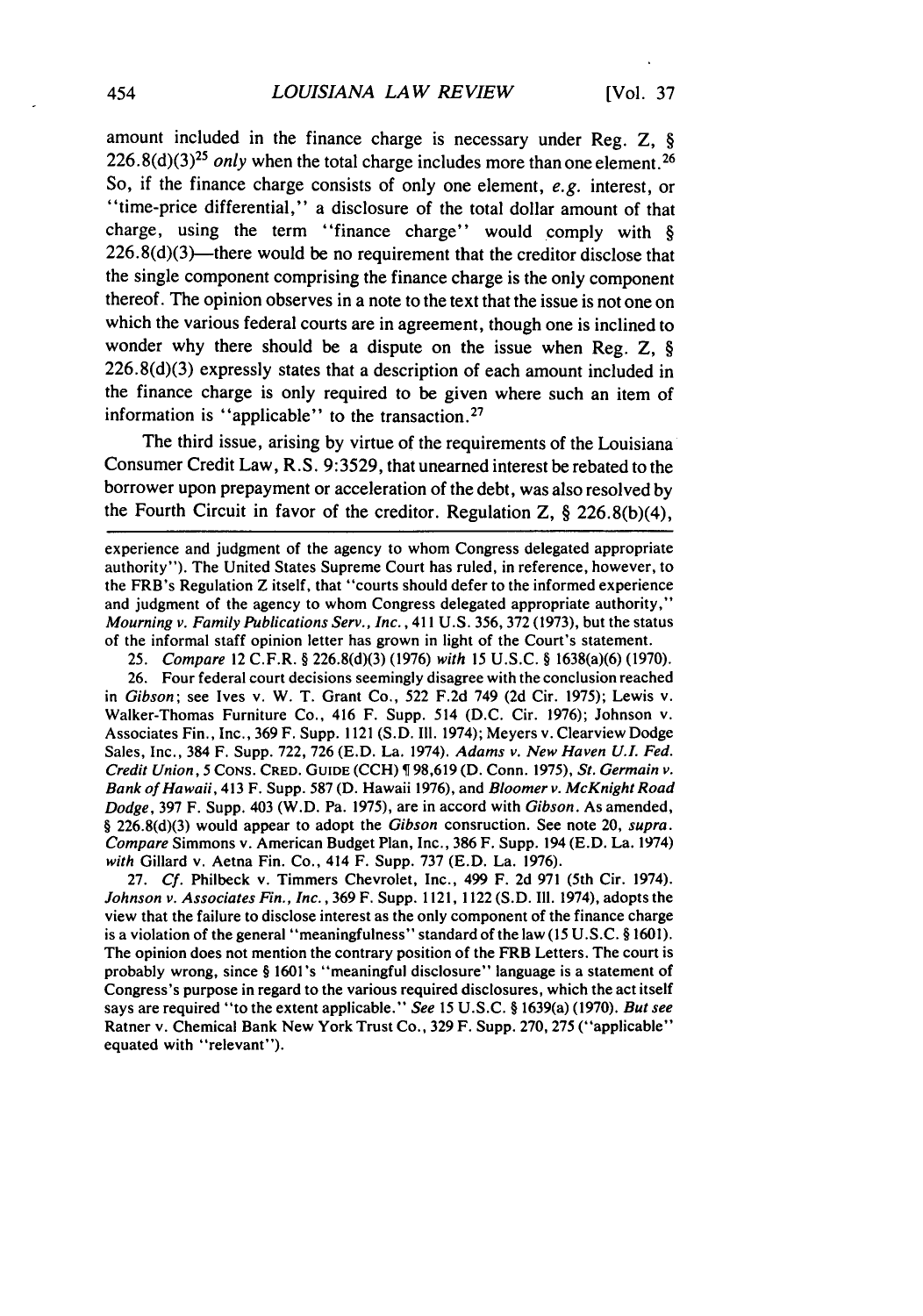amount included in the finance charge is necessary under Reg. Z, § 226.8(d)(3)[25] *only* when the total charge includes more than one element.[26] So, if the finance charge consists of only one element, *e.g.* interest, or "time-price differential," a disclosure of the total dollar amount of that charge, using the term "finance charge" would comply with § 226.8(d)(3)—there would be no requirement that the creditor disclose that the single component comprising the finance charge is the only component thereof. The opinion observes in a note to the text that the issue is not one on which the various federal courts are in agreement, though one is inclined to wonder why there should be a dispute on the issue when Reg. Z, § 226.8(d)(3) expressly states that a description of each amount included in the finance charge is only required to be given where such an item of information is "applicable" to the transaction.[27]

The third issue, arising by virtue of the requirements of the Louisiana Consumer Credit Law, R.S. 9:3529, that unearned interest be rebated to the borrower upon prepayment or acceleration of the debt, was also resolved by the Fourth Circuit in favor of the creditor. Regulation Z, § 226.8(b)(4),

---

experience and judgment of the agency to whom Congress delegated appropriate authority"). The United States Supreme Court has ruled, in reference, however, to the FRB's Regulation Z itself, that "courts should defer to the informed experience and judgment of the agency to whom Congress delegated appropriate authority," *Mourning v. Family Publications Serv., Inc.*, 411 U.S. 356, 372 (1973), but the status of the informal staff opinion letter has grown in light of the Court's statement.

25. *Compare* 12 C.F.R. § 226.8(d)(3) (1976) *with* 15 U.S.C. § 1638(a)(6) (1970).

26. Four federal court decisions seemingly disagree with the conclusion reached in *Gibson*; see Ives v. W. T. Grant Co., 522 F.2d 749 (2d Cir. 1975); Lewis v. Walker-Thomas Furniture Co., 416 F. Supp. 514 (D.C. Cir. 1976); Johnson v. Associates Fin., Inc., 369 F. Supp. 1121 (S.D. Ill. 1974); Meyers v. Clearview Dodge Sales, Inc., 384 F. Supp. 722, 726 (E.D. La. 1974). *Adams v. New Haven U.I. Fed. Credit Union*, 5 CONS. CRED. GUIDE (CCH) ¶ 98,619 (D. Conn. 1975), *St. Germain v. Bank of Hawaii*, 413 F. Supp. 587 (D. Hawaii 1976), and *Bloomer v. McKnight Road Dodge*, 397 F. Supp. 403 (W.D. Pa. 1975), are in accord with *Gibson*. As amended, § 226.8(d)(3) would appear to adopt the *Gibson* consruction. See note 20, *supra*. *Compare* Simmons v. American Budget Plan, Inc., 386 F. Supp. 194 (E.D. La. 1974) *with* Gillard v. Aetna Fin. Co., 414 F. Supp. 737 (E.D. La. 1976).

27. *Cf.* Philbeck v. Timmers Chevrolet, Inc., 499 F. 2d 971 (5th Cir. 1974). *Johnson v. Associates Fin., Inc.*, 369 F. Supp. 1121, 1122 (S.D. Ill. 1974), adopts the view that the failure to disclose interest as the only component of the finance charge is a violation of the general "meaningfulness" standard of the law (15 U.S.C. § 1601). The opinion does not mention the contrary position of the FRB Letters. The court is probably wrong, since § 1601's "meaningful disclosure" language is a statement of Congress's purpose in regard to the various required disclosures, which the act itself says are required "to the extent applicable." *See* 15 U.S.C. § 1639(a) (1970). *But see* Ratner v. Chemical Bank New York Trust Co., 329 F. Supp. 270, 275 ("applicable" equated with "relevant").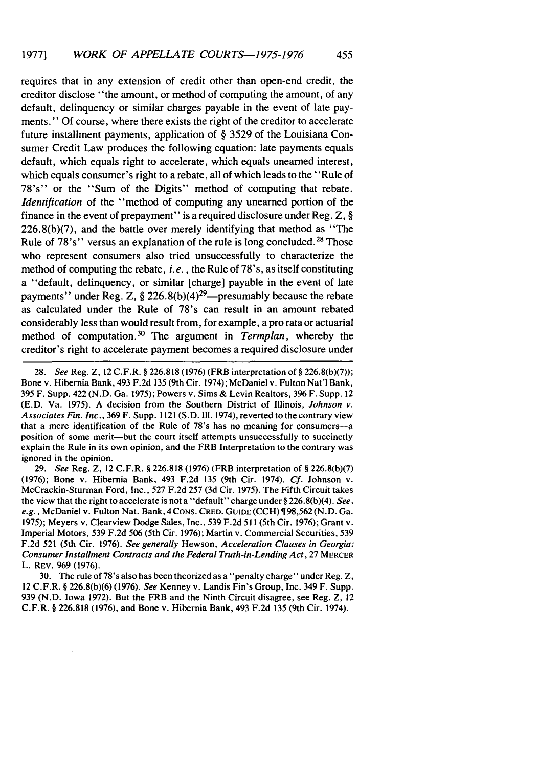requires that in any extension of credit other than open-end credit, the creditor disclose "the amount, or method of computing the amount, of any default, delinquency or similar charges payable in the event of late payments." Of course, where there exists the right of the creditor to accelerate future installment payments, application of § 3529 of the Louisiana Consumer Credit Law produces the following equation: late payments equals default, which equals right to accelerate, which equals unearned interest, which equals consumer's right to a rebate, all of which leads to the "Rule of 78's" or the "Sum of the Digits" method of computing that rebate. *Identification* of the "method of computing any unearned portion of the finance in the event of prepayment" is a required disclosure under Reg. Z, § 226.8(b)(7), and the battle over merely identifying that method as "The Rule of 78's" versus an explanation of the rule is long concluded.[28] Those who represent consumers also tried unsuccessfully to characterize the method of computing the rebate, *i.e.*, the Rule of 78's, as itself constituting a "default, delinquency, or similar [charge] payable in the event of late payments" under Reg. Z, § 226.8(b)(4)[29]—presumably because the rebate as calculated under the Rule of 78's can result in an amount rebated considerably less than would result from, for example, a pro rata or actuarial method of computation.[30] The argument in *Termplan*, whereby the creditor's right to accelerate payment becomes a required disclosure under

28. *See* Reg. Z, 12 C.F.R. § 226.818 (1976) (FRB interpretation of § 226.8(b)(7)); Bone v. Hibernia Bank, 493 F.2d 135 (9th Cir. 1974); McDaniel v. Fulton Nat'l Bank, 395 F. Supp. 422 (N.D. Ga. 1975); Powers v. Sims & Levin Realtors, 396 F. Supp. 12 (E.D. Va. 1975). A decision from the Southern District of Illinois, *Johnson v. Associates Fin. Inc.*, 369 F. Supp. 1121 (S.D. Ill. 1974), reverted to the contrary view that a mere identification of the Rule of 78's has no meaning for consumers—a position of some merit—but the court itself attempts unsuccessfully to succinctly explain the Rule in its own opinion, and the FRB Interpretation to the contrary was ignored in the opinion.

29. *See* Reg. Z, 12 C.F.R. § 226.818 (1976) (FRB interpretation of § 226.8(b)(7) (1976); Bone v. Hibernia Bank, 493 F.2d 135 (9th Cir. 1974). *Cf.* Johnson v. McCrackin-Sturman Ford, Inc., 527 F.2d 257 (3d Cir. 1975). The Fifth Circuit takes the view that the right to accelerate is not a "default" charge under § 226.8(b)(4). *See, e.g.*, McDaniel v. Fulton Nat. Bank, 4 CONS. CRED. GUIDE (CCH) ¶ 98,562 (N.D. Ga. 1975); Meyers v. Clearview Dodge Sales, Inc., 539 F.2d 511 (5th Cir. 1976); Grant v. Imperial Motors, 539 F.2d 506 (5th Cir. 1976); Martin v. Commercial Securities, 539 F.2d 521 (5th Cir. 1976). *See generally* Hewson, *Acceleration Clauses in Georgia: Consumer Installment Contracts and the Federal Truth-in-Lending Act*, 27 MERCER L. REV. 969 (1976).

30. The rule of 78's also has been theorized as a "penalty charge" under Reg. Z, 12 C.F.R. § 226.8(b)(6) (1976). *See* Kenney v. Landis Fin's Group, Inc. 349 F. Supp. 939 (N.D. Iowa 1972). But the FRB and the Ninth Circuit disagree, see Reg. Z, 12 C.F.R. § 226.818 (1976), and Bone v. Hibernia Bank, 493 F.2d 135 (9th Cir. 1974).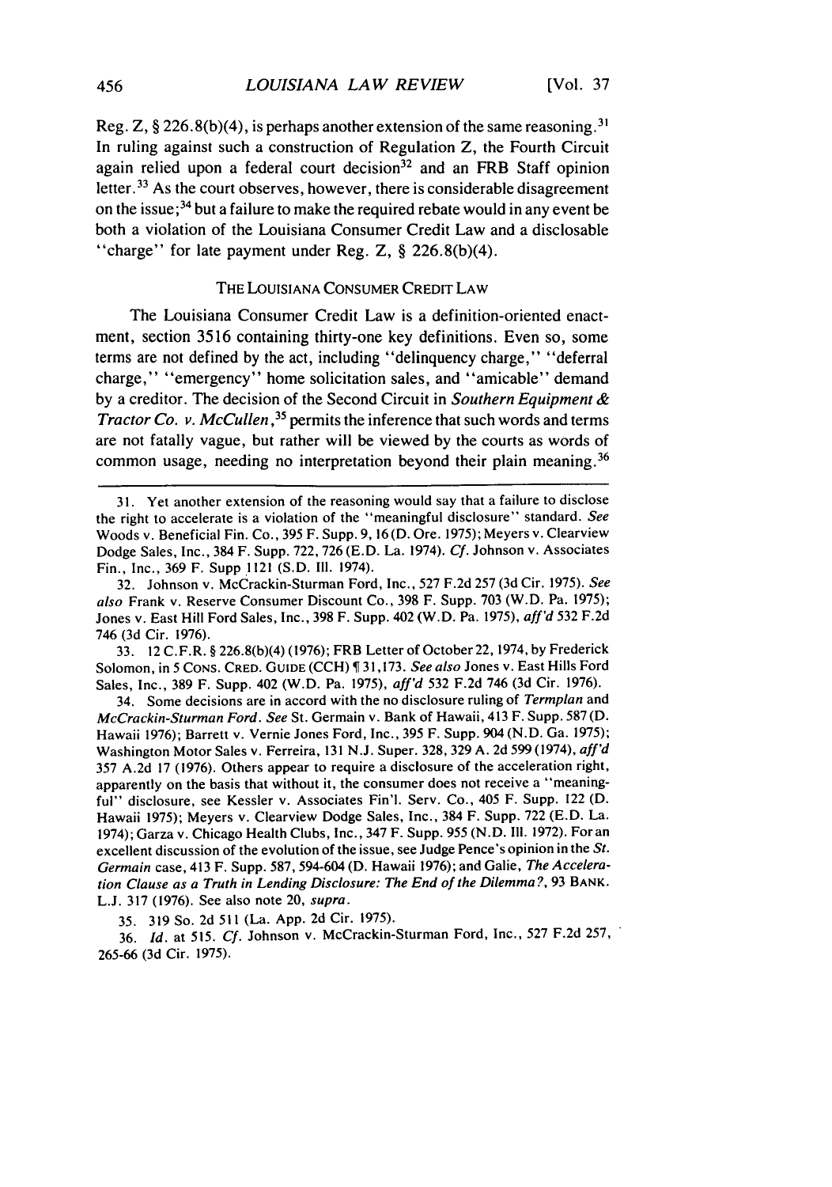Reg. Z, § 226.8(b)(4), is perhaps another extension of the same reasoning.[31] In ruling against such a construction of Regulation Z, the Fourth Circuit again relied upon a federal court decision[32] and an FRB Staff opinion letter.[33] As the court observes, however, there is considerable disagreement on the issue;[34] but a failure to make the required rebate would in any event be both a violation of the Louisiana Consumer Credit Law and a disclosable "charge" for late payment under Reg. Z, § 226.8(b)(4).

## THE LOUISIANA CONSUMER CREDIT LAW

The Louisiana Consumer Credit Law is a definition-oriented enactment, section 3516 containing thirty-one key definitions. Even so, some terms are not defined by the act, including "delinquency charge," "deferral charge," "emergency" home solicitation sales, and "amicable" demand by a creditor. The decision of the Second Circuit in *Southern Equipment & Tractor Co. v. McCullen*,[35] permits the inference that such words and terms are not fatally vague, but rather will be viewed by the courts as words of common usage, needing no interpretation beyond their plain meaning.[36]

---

31. Yet another extension of the reasoning would say that a failure to disclose the right to accelerate is a violation of the "meaningful disclosure" standard. *See* Woods v. Beneficial Fin. Co., 395 F. Supp. 9, 16 (D. Ore. 1975); Meyers v. Clearview Dodge Sales, Inc., 384 F. Supp. 722, 726 (E.D. La. 1974). *Cf.* Johnson v. Associates Fin., Inc., 369 F. Supp 1121 (S.D. Ill. 1974).

32. Johnson v. McCrackin-Sturman Ford, Inc., 527 F.2d 257 (3d Cir. 1975). *See also* Frank v. Reserve Consumer Discount Co., 398 F. Supp. 703 (W.D. Pa. 1975); Jones v. East Hill Ford Sales, Inc., 398 F. Supp. 402 (W.D. Pa. 1975), *aff'd* 532 F.2d 746 (3d Cir. 1976).

33. 12 C.F.R. § 226.8(b)(4) (1976); FRB Letter of October 22, 1974, by Frederick Solomon, in 5 CONS. CRED. GUIDE (CCH) ¶ 31,173. *See also* Jones v. East Hills Ford Sales, Inc., 389 F. Supp. 402 (W.D. Pa. 1975), *aff'd* 532 F.2d 746 (3d Cir. 1976).

34. Some decisions are in accord with the no disclosure ruling of *Termplan* and *McCrackin-Sturman Ford*. *See* St. Germain v. Bank of Hawaii, 413 F. Supp. 587 (D. Hawaii 1976); Barrett v. Vernie Jones Ford, Inc., 395 F. Supp. 904 (N.D. Ga. 1975); Washington Motor Sales v. Ferreira, 131 N.J. Super. 328, 329 A. 2d 599 (1974), *aff'd* 357 A.2d 17 (1976). Others appear to require a disclosure of the acceleration right, apparently on the basis that without it, the consumer does not receive a "meaningful" disclosure, see Kessler v. Associates Fin'l. Serv. Co., 405 F. Supp. 122 (D. Hawaii 1975); Meyers v. Clearview Dodge Sales, Inc., 384 F. Supp. 722 (E.D. La. 1974); Garza v. Chicago Health Clubs, Inc., 347 F. Supp. 955 (N.D. Ill. 1972). For an excellent discussion of the evolution of the issue, see Judge Pence's opinion in the *St. Germain* case, 413 F. Supp. 587, 594-604 (D. Hawaii 1976); and Galie, *The Acceleration Clause as a Truth in Lending Disclosure: The End of the Dilemma?*, 93 BANK. L.J. 317 (1976). See also note 20, *supra*.

35. 319 So. 2d 511 (La. App. 2d Cir. 1975).

36. *Id.* at 515. *Cf.* Johnson v. McCrackin-Sturman Ford, Inc., 527 F.2d 257, 265-66 (3d Cir. 1975).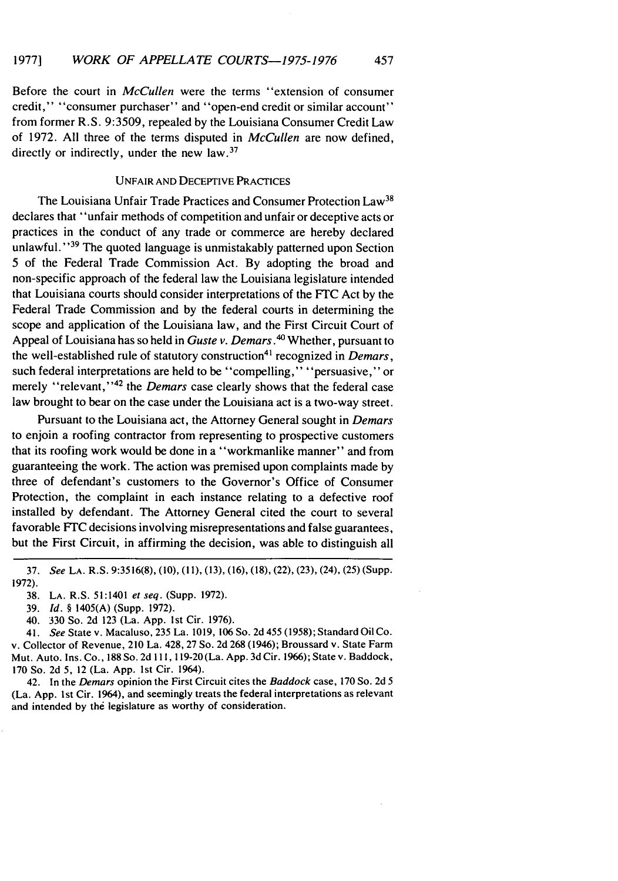Before the court in *McCullen* were the terms "extension of consumer credit," "consumer purchaser" and "open-end credit or similar account" from former R.S. 9:3509, repealed by the Louisiana Consumer Credit Law of 1972. All three of the terms disputed in *McCullen* are now defined, directly or indirectly, under the new law.[37]

## UNFAIR AND DECEPTIVE PRACTICES

The Louisiana Unfair Trade Practices and Consumer Protection Law[38] declares that "unfair methods of competition and unfair or deceptive acts or practices in the conduct of any trade or commerce are hereby declared unlawful."[39] The quoted language is unmistakably patterned upon Section 5 of the Federal Trade Commission Act. By adopting the broad and non-specific approach of the federal law the Louisiana legislature intended that Louisiana courts should consider interpretations of the FTC Act by the Federal Trade Commission and by the federal courts in determining the scope and application of the Louisiana law, and the First Circuit Court of Appeal of Louisiana has so held in *Guste v. Demars*.[40] Whether, pursuant to the well-established rule of statutory construction[41] recognized in *Demars*, such federal interpretations are held to be "compelling," "persuasive," or merely "relevant,"[42] the *Demars* case clearly shows that the federal case law brought to bear on the case under the Louisiana act is a two-way street.

Pursuant to the Louisiana act, the Attorney General sought in *Demars* to enjoin a roofing contractor from representing to prospective customers that its roofing work would be done in a "workmanlike manner" and from guaranteeing the work. The action was premised upon complaints made by three of defendant's customers to the Governor's Office of Consumer Protection, the complaint in each instance relating to a defective roof installed by defendant. The Attorney General cited the court to several favorable FTC decisions involving misrepresentations and false guarantees, but the First Circuit, in affirming the decision, was able to distinguish all

---

37. *See* LA. R.S. 9:3516(8), (10), (11), (13), (16), (18), (22), (23), (24), (25) (Supp. 1972).

38. LA. R.S. 51:1401 *et seq.* (Supp. 1972).

39. *Id.* § 1405(A) (Supp. 1972).

40. 330 So. 2d 123 (La. App. 1st Cir. 1976).

41. *See* State v. Macaluso, 235 La. 1019, 106 So. 2d 455 (1958); Standard Oil Co. v. Collector of Revenue, 210 La. 428, 27 So. 2d 268 (1946); Broussard v. State Farm Mut. Auto. Ins. Co., 188 So. 2d 111, 119-20 (La. App. 3d Cir. 1966); State v. Baddock, 170 So. 2d 5, 12 (La. App. 1st Cir. 1964).

42. In the *Demars* opinion the First Circuit cites the *Baddock* case, 170 So. 2d 5 (La. App. 1st Cir. 1964), and seemingly treats the federal interpretations as relevant and intended by the legislature as worthy of consideration.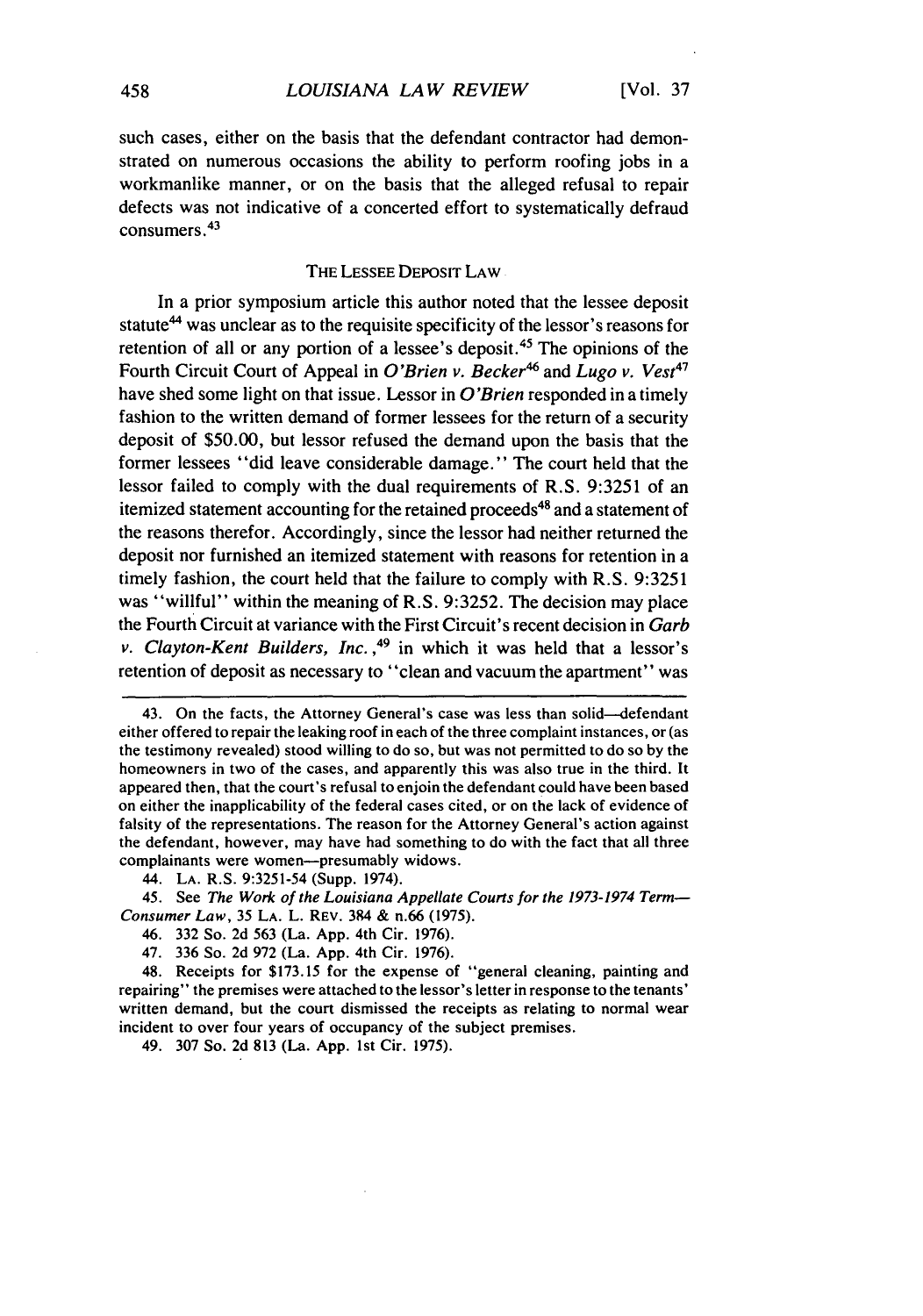such cases, either on the basis that the defendant contractor had demonstrated on numerous occasions the ability to perform roofing jobs in a workmanlike manner, or on the basis that the alleged refusal to repair defects was not indicative of a concerted effort to systematically defraud consumers.[43]

## THE LESSEE DEPOSIT LAW

In a prior symposium article this author noted that the lessee deposit statute[44] was unclear as to the requisite specificity of the lessor's reasons for retention of all or any portion of a lessee's deposit.[45] The opinions of the Fourth Circuit Court of Appeal in *O'Brien v. Becker*[46] and *Lugo v. Vest*[47] have shed some light on that issue. Lessor in *O'Brien* responded in a timely fashion to the written demand of former lessees for the return of a security deposit of $50.00, but lessor refused the demand upon the basis that the former lessees "did leave considerable damage." The court held that the lessor failed to comply with the dual requirements of R.S. 9:3251 of an itemized statement accounting for the retained proceeds[48] and a statement of the reasons therefor. Accordingly, since the lessor had neither returned the deposit nor furnished an itemized statement with reasons for retention in a timely fashion, the court held that the failure to comply with R.S. 9:3251 was "willful" within the meaning of R.S. 9:3252. The decision may place the Fourth Circuit at variance with the First Circuit's recent decision in *Garb v. Clayton-Kent Builders, Inc.*,[49] in which it was held that a lessor's retention of deposit as necessary to "clean and vacuum the apartment" was

---

43. On the facts, the Attorney General's case was less than solid—defendant either offered to repair the leaking roof in each of the three complaint instances, or (as the testimony revealed) stood willing to do so, but was not permitted to do so by the homeowners in two of the cases, and apparently this was also true in the third. It appeared then, that the court's refusal to enjoin the defendant could have been based on either the inapplicability of the federal cases cited, or on the lack of evidence of falsity of the representations. The reason for the Attorney General's action against the defendant, however, may have had something to do with the fact that all three complainants were women—presumably widows.

44. LA. R.S. 9:3251-54 (Supp. 1974).

45. See *The Work of the Louisiana Appellate Courts for the 1973-1974 Term—Consumer Law*, 35 LA. L. REV. 384 & n.66 (1975).

46. 332 So. 2d 563 (La. App. 4th Cir. 1976).

47. 336 So. 2d 972 (La. App. 4th Cir. 1976).

48. Receipts for $173.15 for the expense of "general cleaning, painting and repairing" the premises were attached to the lessor's letter in response to the tenants' written demand, but the court dismissed the receipts as relating to normal wear incident to over four years of occupancy of the subject premises.

49. 307 So. 2d 813 (La. App. 1st Cir. 1975).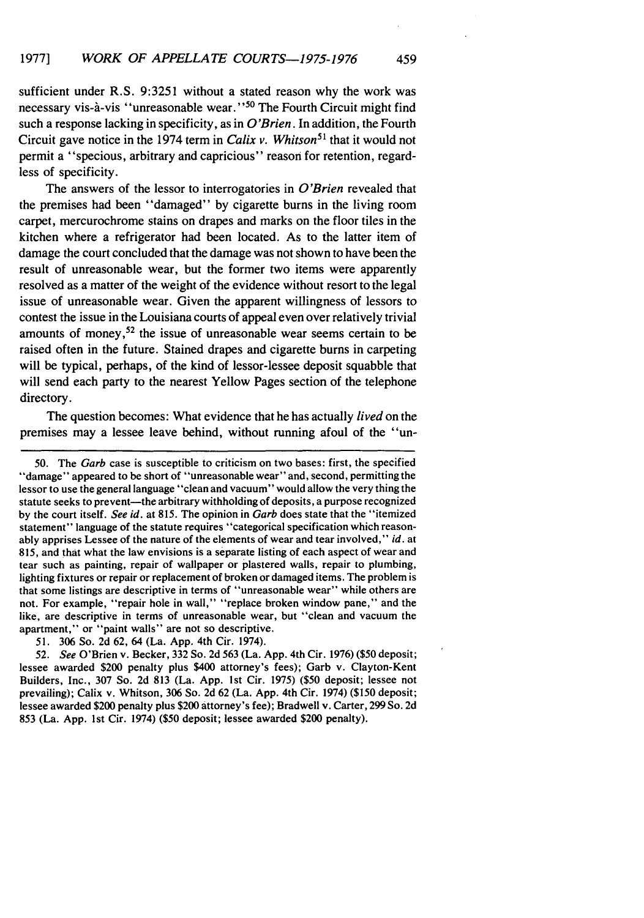sufficient under R.S. 9:3251 without a stated reason why the work was necessary vis-à-vis "unreasonable wear."[50] The Fourth Circuit might find such a response lacking in specificity, as in *O'Brien*. In addition, the Fourth Circuit gave notice in the 1974 term in *Calix v. Whitson*[51] that it would not permit a "specious, arbitrary and capricious" reason for retention, regardless of specificity.

The answers of the lessor to interrogatories in *O'Brien* revealed that the premises had been "damaged" by cigarette burns in the living room carpet, mercurochrome stains on drapes and marks on the floor tiles in the kitchen where a refrigerator had been located. As to the latter item of damage the court concluded that the damage was not shown to have been the result of unreasonable wear, but the former two items were apparently resolved as a matter of the weight of the evidence without resort to the legal issue of unreasonable wear. Given the apparent willingness of lessors to contest the issue in the Louisiana courts of appeal even over relatively trivial amounts of money,[52] the issue of unreasonable wear seems certain to be raised often in the future. Stained drapes and cigarette burns in carpeting will be typical, perhaps, of the kind of lessor-lessee deposit squabble that will send each party to the nearest Yellow Pages section of the telephone directory.

The question becomes: What evidence that he has actually *lived* on the premises may a lessee leave behind, without running afoul of the "un-

---

50. The *Garb* case is susceptible to criticism on two bases: first, the specified "damage" appeared to be short of "unreasonable wear" and, second, permitting the lessor to use the general language "clean and vacuum" would allow the very thing the statute seeks to prevent—the arbitrary withholding of deposits, a purpose recognized by the court itself. *See id.* at 815. The opinion in *Garb* does state that the "itemized statement" language of the statute requires "categorical specification which reasonably apprises Lessee of the nature of the elements of wear and tear involved," *id.* at 815, and that what the law envisions is a separate listing of each aspect of wear and tear such as painting, repair of wallpaper or plastered walls, repair to plumbing, lighting fixtures or repair or replacement of broken or damaged items. The problem is that some listings are descriptive in terms of "unreasonable wear" while others are not. For example, "repair hole in wall," "replace broken window pane," and the like, are descriptive in terms of unreasonable wear, but "clean and vacuum the apartment," or "paint walls" are not so descriptive.

51. 306 So. 2d 62, 64 (La. App. 4th Cir. 1974).

52. *See* O'Brien v. Becker, 332 So. 2d 563 (La. App. 4th Cir. 1976) ($50 deposit; lessee awarded $200 penalty plus $400 attorney's fees); Garb v. Clayton-Kent Builders, Inc., 307 So. 2d 813 (La. App. 1st Cir. 1975) ($50 deposit; lessee not prevailing); Calix v. Whitson, 306 So. 2d 62 (La. App. 4th Cir. 1974) ($150 deposit; lessee awarded $200 penalty plus $200 attorney's fee); Bradwell v. Carter, 299 So. 2d 853 (La. App. 1st Cir. 1974) ($50 deposit; lessee awarded $200 penalty).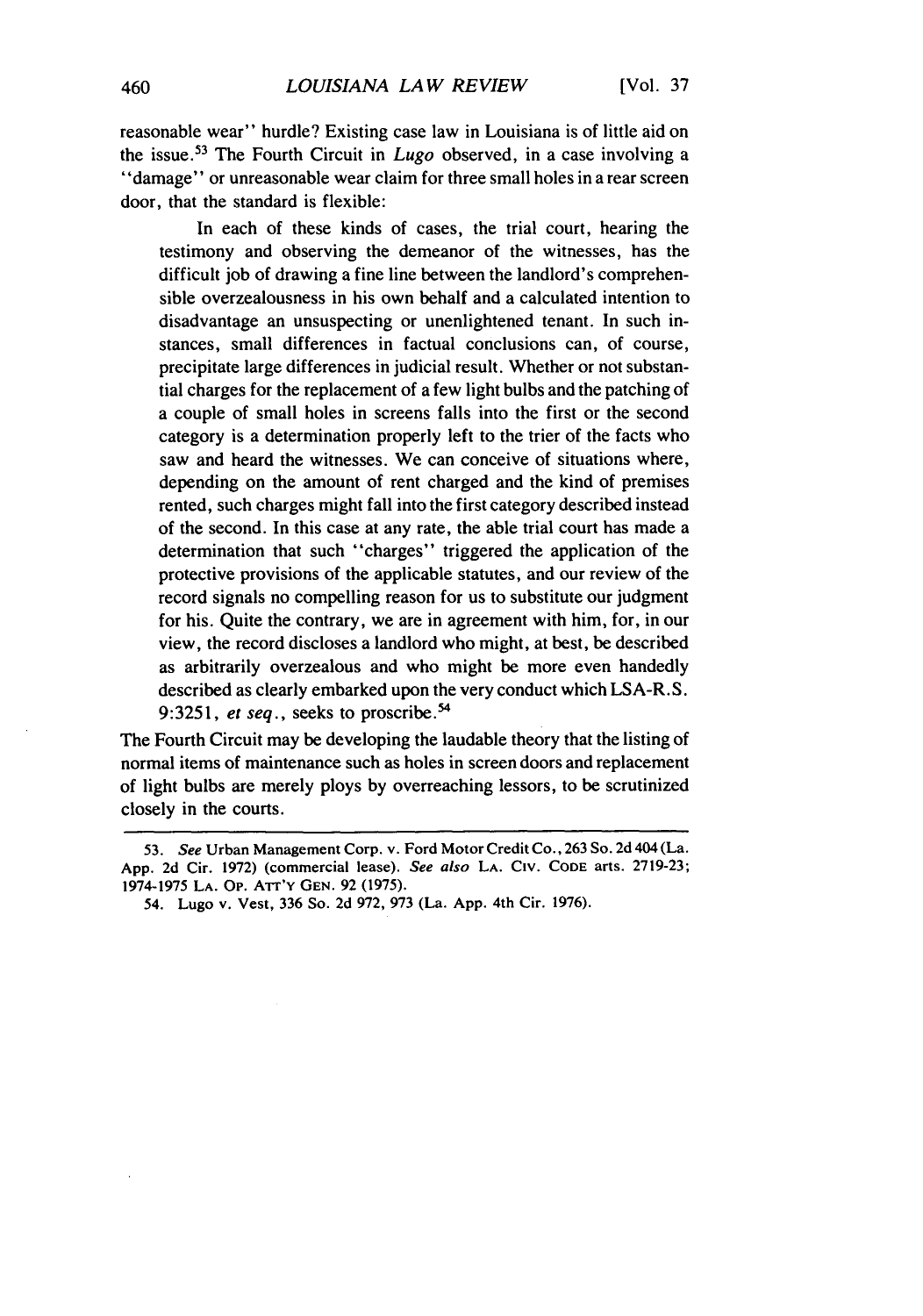reasonable wear" hurdle? Existing case law in Louisiana is of little aid on the issue.[53] The Fourth Circuit in *Lugo* observed, in a case involving a "damage" or unreasonable wear claim for three small holes in a rear screen door, that the standard is flexible:

> In each of these kinds of cases, the trial court, hearing the testimony and observing the demeanor of the witnesses, has the difficult job of drawing a fine line between the landlord's comprehensible overzealousness in his own behalf and a calculated intention to disadvantage an unsuspecting or unenlightened tenant. In such instances, small differences in factual conclusions can, of course, precipitate large differences in judicial result. Whether or not substantial charges for the replacement of a few light bulbs and the patching of a couple of small holes in screens falls into the first or the second category is a determination properly left to the trier of the facts who saw and heard the witnesses. We can conceive of situations where, depending on the amount of rent charged and the kind of premises rented, such charges might fall into the first category described instead of the second. In this case at any rate, the able trial court has made a determination that such "charges" triggered the application of the protective provisions of the applicable statutes, and our review of the record signals no compelling reason for us to substitute our judgment for his. Quite the contrary, we are in agreement with him, for, in our view, the record discloses a landlord who might, at best, be described as arbitrarily overzealous and who might be more even handedly described as clearly embarked upon the very conduct which LSA-R.S. 9:3251, *et seq.*, seeks to proscribe.[54]

The Fourth Circuit may be developing the laudable theory that the listing of normal items of maintenance such as holes in screen doors and replacement of light bulbs are merely ploys by overreaching lessors, to be scrutinized closely in the courts.

---

53. *See* Urban Management Corp. v. Ford Motor Credit Co., 263 So. 2d 404 (La. App. 2d Cir. 1972) (commercial lease). *See also* LA. CIV. CODE arts. 2719-23; 1974-1975 LA. OP. ATT'Y GEN. 92 (1975).

54. Lugo v. Vest, 336 So. 2d 972, 973 (La. App. 4th Cir. 1976).